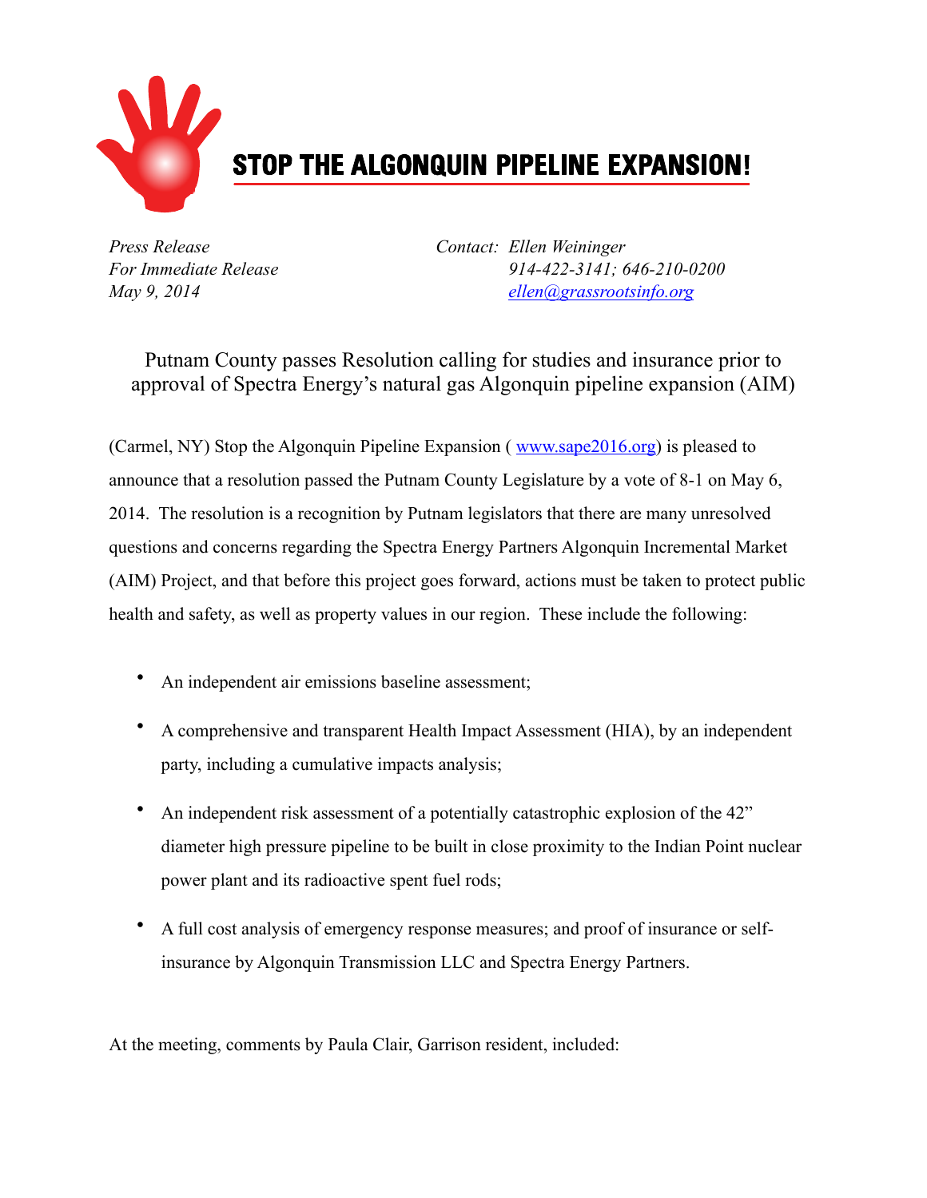# STOP THE ALGONQUIN PIPELINE EXPANSION!

*Press Release*
*For Immediate Release*
*May 9, 2014*

*Contact: Ellen Weininger*
*914-422-3141; 646-210-0200*
*ellen@grassrootsinfo.org*

## Putnam County passes Resolution calling for studies and insurance prior to approval of Spectra Energy's natural gas Algonquin pipeline expansion (AIM)

(Carmel, NY) Stop the Algonquin Pipeline Expansion ( www.sape2016.org) is pleased to announce that a resolution passed the Putnam County Legislature by a vote of 8-1 on May 6, 2014. The resolution is a recognition by Putnam legislators that there are many unresolved questions and concerns regarding the Spectra Energy Partners Algonquin Incremental Market (AIM) Project, and that before this project goes forward, actions must be taken to protect public health and safety, as well as property values in our region. These include the following:

- An independent air emissions baseline assessment;
- A comprehensive and transparent Health Impact Assessment (HIA), by an independent party, including a cumulative impacts analysis;
- An independent risk assessment of a potentially catastrophic explosion of the 42" diameter high pressure pipeline to be built in close proximity to the Indian Point nuclear power plant and its radioactive spent fuel rods;
- A full cost analysis of emergency response measures; and proof of insurance or self-insurance by Algonquin Transmission LLC and Spectra Energy Partners.

At the meeting, comments by Paula Clair, Garrison resident, included: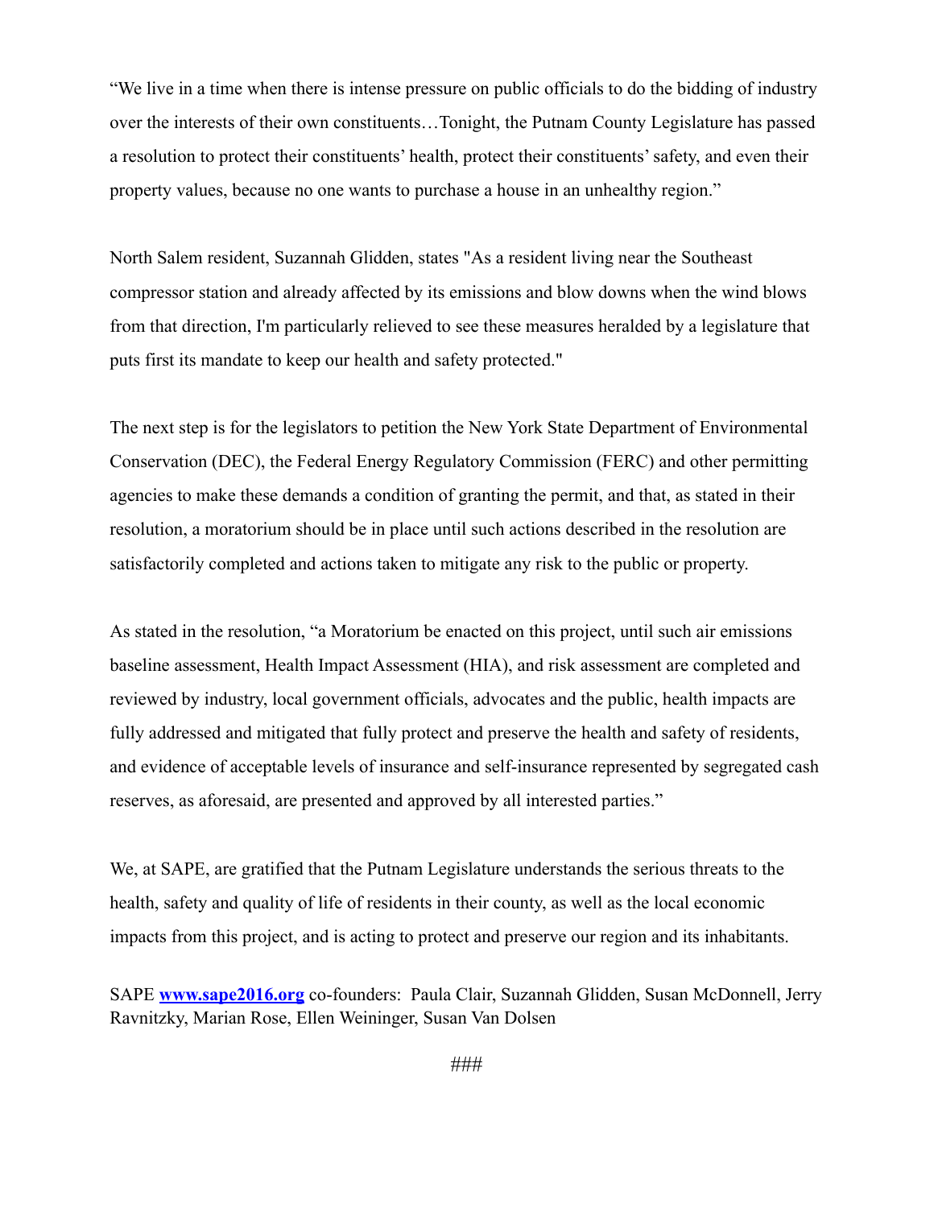"We live in a time when there is intense pressure on public officials to do the bidding of industry over the interests of their own constituents…Tonight, the Putnam County Legislature has passed a resolution to protect their constituents' health, protect their constituents' safety, and even their property values, because no one wants to purchase a house in an unhealthy region."

North Salem resident, Suzannah Glidden, states "As a resident living near the Southeast compressor station and already affected by its emissions and blow downs when the wind blows from that direction, I'm particularly relieved to see these measures heralded by a legislature that puts first its mandate to keep our health and safety protected."

The next step is for the legislators to petition the New York State Department of Environmental Conservation (DEC), the Federal Energy Regulatory Commission (FERC) and other permitting agencies to make these demands a condition of granting the permit, and that, as stated in their resolution, a moratorium should be in place until such actions described in the resolution are satisfactorily completed and actions taken to mitigate any risk to the public or property.

As stated in the resolution, "a Moratorium be enacted on this project, until such air emissions baseline assessment, Health Impact Assessment (HIA), and risk assessment are completed and reviewed by industry, local government officials, advocates and the public, health impacts are fully addressed and mitigated that fully protect and preserve the health and safety of residents, and evidence of acceptable levels of insurance and self-insurance represented by segregated cash reserves, as aforesaid, are presented and approved by all interested parties."

We, at SAPE, are gratified that the Putnam Legislature understands the serious threats to the health, safety and quality of life of residents in their county, as well as the local economic impacts from this project, and is acting to protect and preserve our region and its inhabitants.

SAPE **[www.sape2016.org](http://www.sape2016.org)** co-founders: Paula Clair, Suzannah Glidden, Susan McDonnell, Jerry Ravnitzky, Marian Rose, Ellen Weininger, Susan Van Dolsen

###